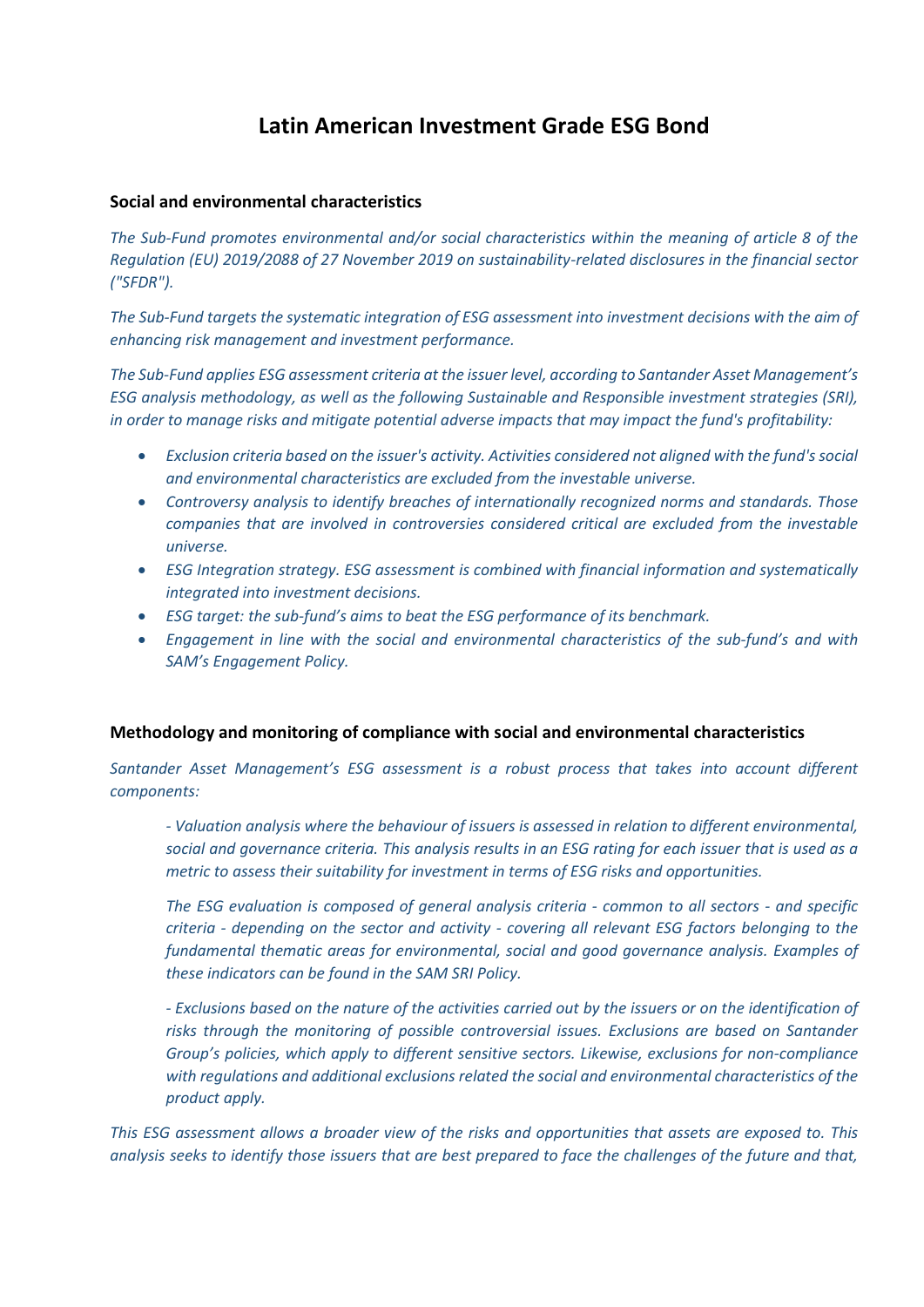# Latin American Investment Grade ESG Bond

## Social and environmental characteristics

*The Sub-Fund promotes environmental and/or social characteristics within the meaning of article 8 of the Regulation (EU) 2019/2088 of 27 November 2019 on sustainability-related disclosures in the financial sector ("SFDR").*

*The Sub-Fund targets the systematic integration of ESG assessment into investment decisions with the aim of enhancing risk management and investment performance.*

*The Sub-Fund applies ESG assessment criteria at the issuer level, according to Santander Asset Management's ESG analysis methodology, as well as the following Sustainable and Responsible investment strategies (SRI), in order to manage risks and mitigate potential adverse impacts that may impact the fund's profitability:*

- *Exclusion criteria based on the issuer's activity. Activities considered not aligned with the fund's social and environmental characteristics are excluded from the investable universe.*
- *Controversy analysis to identify breaches of internationally recognized norms and standards. Those companies that are involved in controversies considered critical are excluded from the investable universe.*
- *ESG Integration strategy. ESG assessment is combined with financial information and systematically integrated into investment decisions.*
- *ESG target: the sub-fund's aims to beat the ESG performance of its benchmark.*
- *Engagement in line with the social and environmental characteristics of the sub-fund's and with SAM's Engagement Policy.*

## Methodology and monitoring of compliance with social and environmental characteristics

*Santander Asset Management's ESG assessment is a robust process that takes into account different components:*

> *- Valuation analysis where the behaviour of issuers is assessed in relation to different environmental, social and governance criteria. This analysis results in an ESG rating for each issuer that is used as a metric to assess their suitability for investment in terms of ESG risks and opportunities.*
>
> *The ESG evaluation is composed of general analysis criteria - common to all sectors - and specific criteria - depending on the sector and activity - covering all relevant ESG factors belonging to the fundamental thematic areas for environmental, social and good governance analysis. Examples of these indicators can be found in the SAM SRI Policy.*
>
> *- Exclusions based on the nature of the activities carried out by the issuers or on the identification of risks through the monitoring of possible controversial issues. Exclusions are based on Santander Group's policies, which apply to different sensitive sectors. Likewise, exclusions for non-compliance with regulations and additional exclusions related the social and environmental characteristics of the product apply.*

*This ESG assessment allows a broader view of the risks and opportunities that assets are exposed to. This analysis seeks to identify those issuers that are best prepared to face the challenges of the future and that,*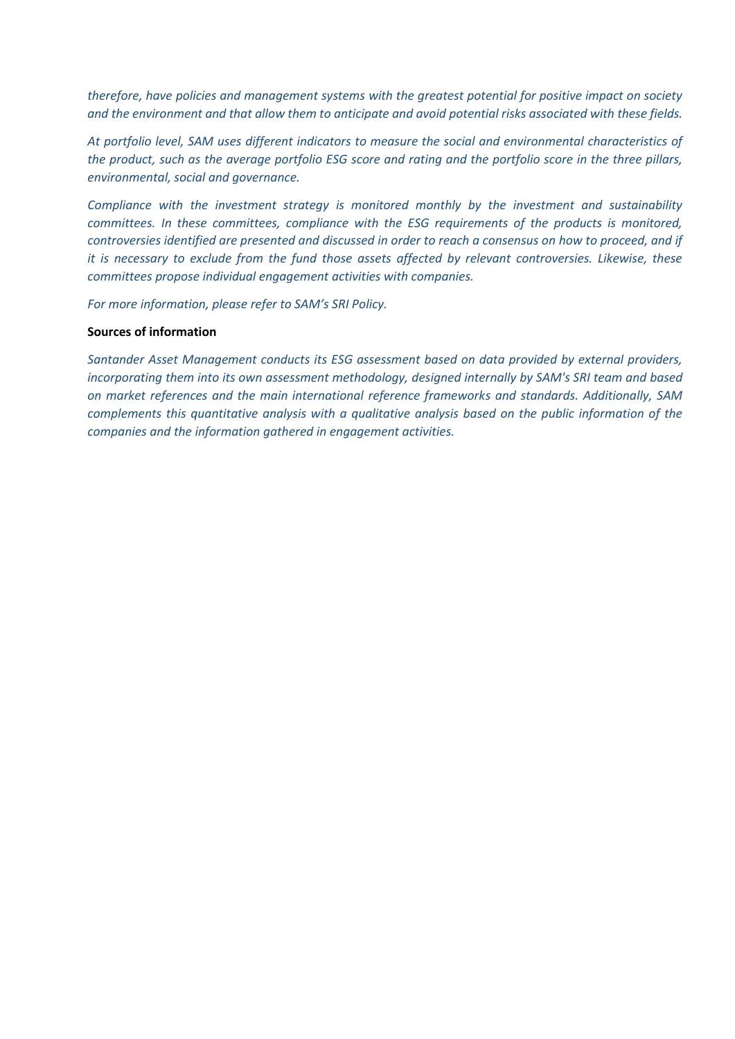*therefore, have policies and management systems with the greatest potential for positive impact on society and the environment and that allow them to anticipate and avoid potential risks associated with these fields.*

*At portfolio level, SAM uses different indicators to measure the social and environmental characteristics of the product, such as the average portfolio ESG score and rating and the portfolio score in the three pillars, environmental, social and governance.*

*Compliance with the investment strategy is monitored monthly by the investment and sustainability committees. In these committees, compliance with the ESG requirements of the products is monitored, controversies identified are presented and discussed in order to reach a consensus on how to proceed, and if it is necessary to exclude from the fund those assets affected by relevant controversies. Likewise, these committees propose individual engagement activities with companies.*

*For more information, please refer to SAM's SRI Policy.*

**Sources of information**

*Santander Asset Management conducts its ESG assessment based on data provided by external providers, incorporating them into its own assessment methodology, designed internally by SAM's SRI team and based on market references and the main international reference frameworks and standards. Additionally, SAM complements this quantitative analysis with a qualitative analysis based on the public information of the companies and the information gathered in engagement activities.*